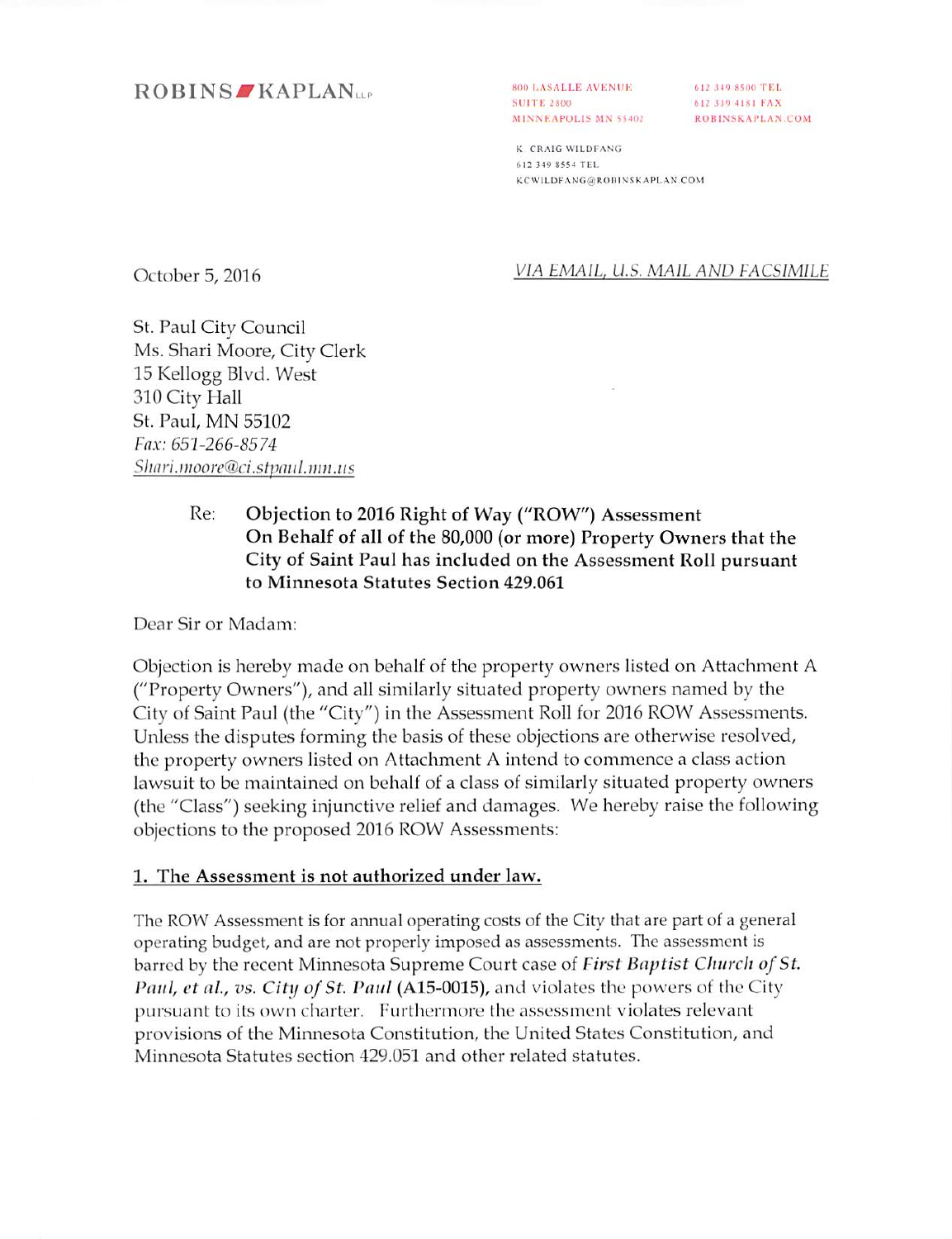**ROBINS KAPLAN** LLP

800 LASALLE AVENUE
SUITE 2800
MINNEAPOLIS MN 55402

612 349 8500 TEL
612 339 4181 FAX
ROBINSKAPLAN.COM

K. CRAIG WILDFANG
612 349 8554 TEL
KCWILDFANG@ROBINSKAPLAN.COM

October 5, 2016

<u>*VIA EMAIL, U.S. MAIL AND FACSIMILE*</u>

St. Paul City Council
Ms. Shari Moore, City Clerk
15 Kellogg Blvd. West
310 City Hall
St. Paul, MN 55102
*Fax: 651-266-8574*
<u>*Shari.moore@ci.stpaul.mn.us*</u>

Re: **Objection to 2016 Right of Way ("ROW") Assessment On Behalf of all of the 80,000 (or more) Property Owners that the City of Saint Paul has included on the Assessment Roll pursuant to Minnesota Statutes Section 429.061**

Dear Sir or Madam:

Objection is hereby made on behalf of the property owners listed on Attachment A ("Property Owners"), and all similarly situated property owners named by the City of Saint Paul (the "City") in the Assessment Roll for 2016 ROW Assessments. Unless the disputes forming the basis of these objections are otherwise resolved, the property owners listed on Attachment A intend to commence a class action lawsuit to be maintained on behalf of a class of similarly situated property owners (the "Class") seeking injunctive relief and damages. We hereby raise the following objections to the proposed 2016 ROW Assessments:

## <u>1. The Assessment is not authorized under law.</u>

The ROW Assessment is for annual operating costs of the City that are part of a general operating budget, and are not properly imposed as assessments. The assessment is barred by the recent Minnesota Supreme Court case of ***First Baptist Church of St. Paul, et al., vs. City of St. Paul* (A15-0015)**, and violates the powers of the City pursuant to its own charter. Furthermore the assessment violates relevant provisions of the Minnesota Constitution, the United States Constitution, and Minnesota Statutes section 429.051 and other related statutes.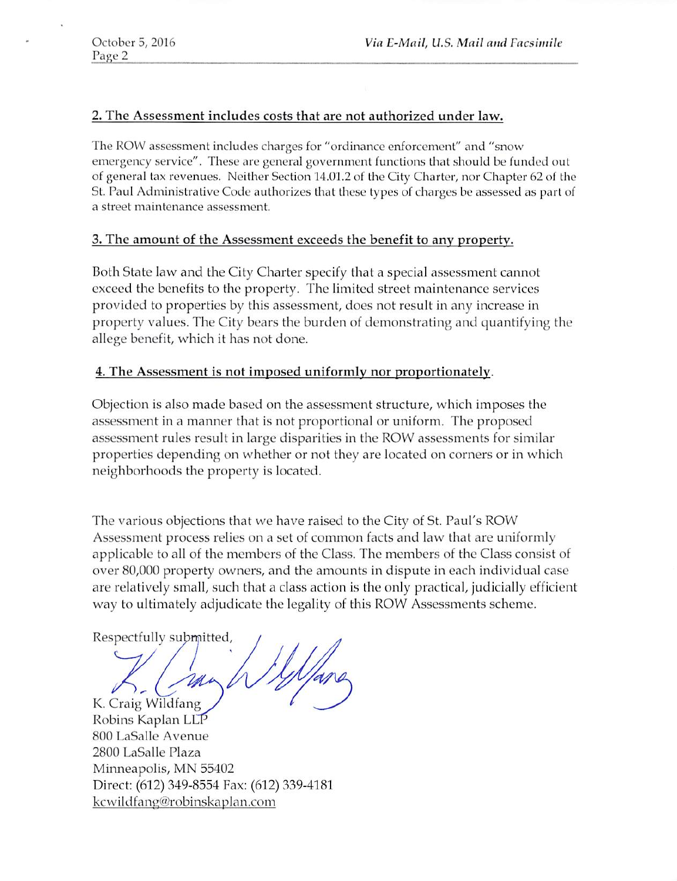## 2. The Assessment includes costs that are not authorized under law.

The ROW assessment includes charges for "ordinance enforcement" and "snow emergency service". These are general government functions that should be funded out of general tax revenues. Neither Section 14.01.2 of the City Charter, nor Chapter 62 of the St. Paul Administrative Code authorizes that these types of charges be assessed as part of a street maintenance assessment.

## 3. The amount of the Assessment exceeds the benefit to any property.

Both State law and the City Charter specify that a special assessment cannot exceed the benefits to the property. The limited street maintenance services provided to properties by this assessment, does not result in any increase in property values. The City bears the burden of demonstrating and quantifying the allege benefit, which it has not done.

## 4. The Assessment is not imposed uniformly nor proportionately.

Objection is also made based on the assessment structure, which imposes the assessment in a manner that is not proportional or uniform. The proposed assessment rules result in large disparities in the ROW assessments for similar properties depending on whether or not they are located on corners or in which neighborhoods the property is located.

The various objections that we have raised to the City of St. Paul's ROW Assessment process relies on a set of common facts and law that are uniformly applicable to all of the members of the Class. The members of the Class consist of over 80,000 property owners, and the amounts in dispute in each individual case are relatively small, such that a class action is the only practical, judicially efficient way to ultimately adjudicate the legality of this ROW Assessments scheme.

Respectfully submitted,

K. Craig Wildfang
Robins Kaplan LLP
800 LaSalle Avenue
2800 LaSalle Plaza
Minneapolis, MN 55402
Direct: (612) 349-8554 Fax: (612) 339-4181
kcwildfang@robinskaplan.com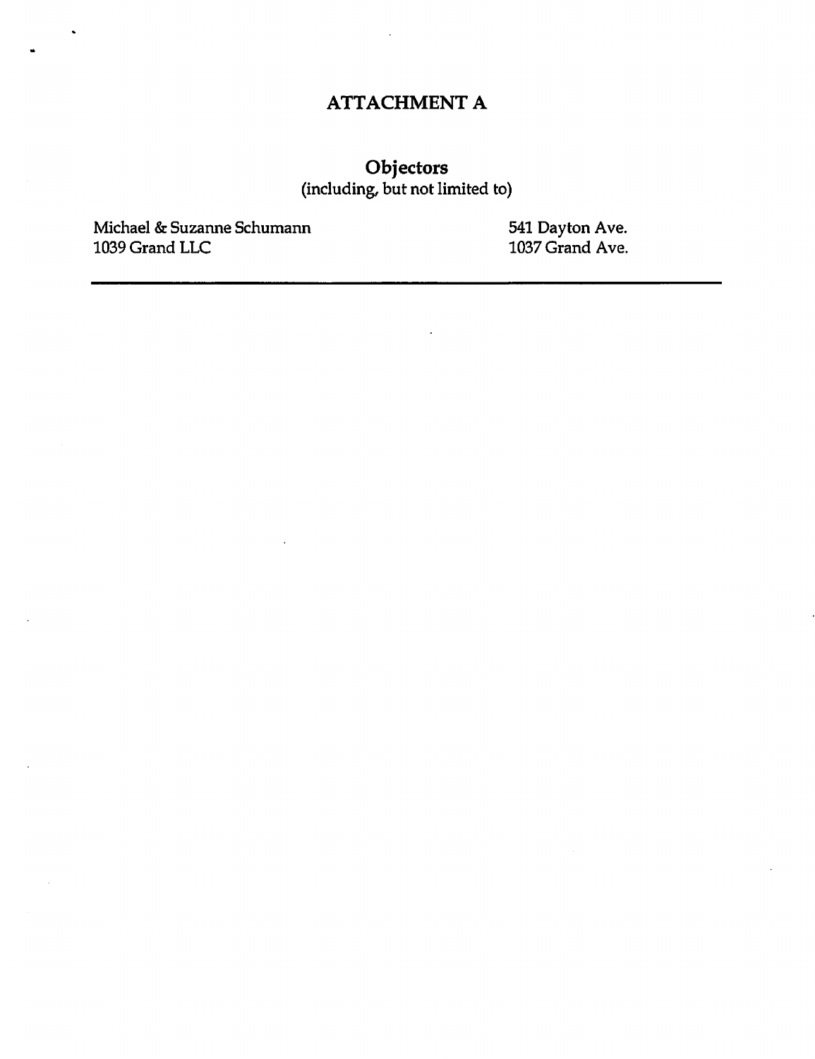# ATTACHMENT A

## Objectors

(including, but not limited to)

| | |
|---|---|
| Michael & Suzanne Schumann | 541 Dayton Ave. |
| 1039 Grand LLC | 1037 Grand Ave. |